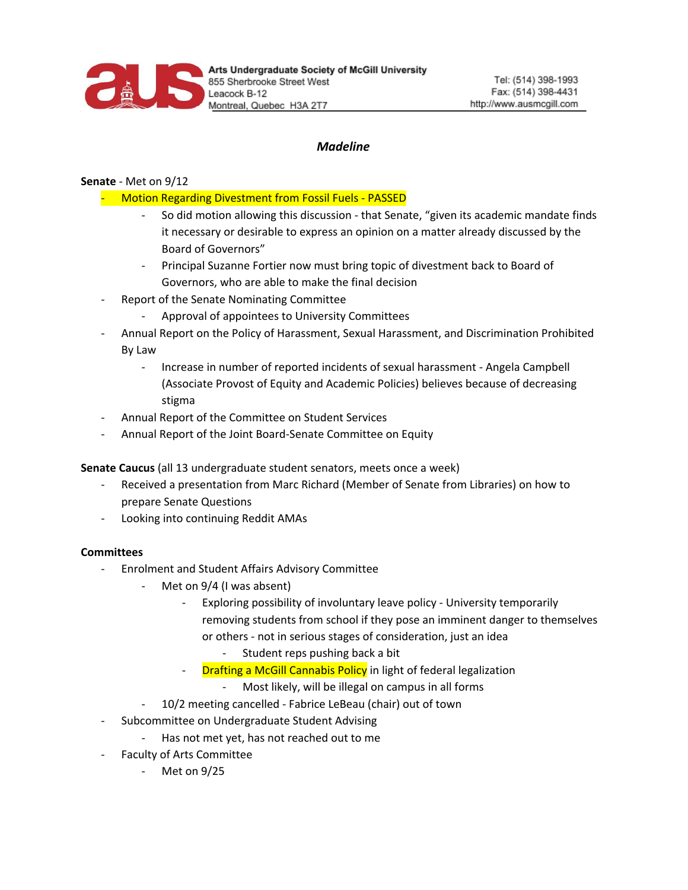Arts Undergraduate Society of McGill University
855 Sherbrooke Street West
Leacock B-12
Montreal, Quebec H3A 2T7

Tel: (514) 398-1993
Fax: (514) 398-4431
http://www.ausmcgill.com

***Madeline***

**Senate** - Met on 9/12

- Motion Regarding Divestment from Fossil Fuels - PASSED
    - So did motion allowing this discussion - that Senate, "given its academic mandate finds it necessary or desirable to express an opinion on a matter already discussed by the Board of Governors"
    - Principal Suzanne Fortier now must bring topic of divestment back to Board of Governors, who are able to make the final decision
- Report of the Senate Nominating Committee
    - Approval of appointees to University Committees
- Annual Report on the Policy of Harassment, Sexual Harassment, and Discrimination Prohibited By Law
    - Increase in number of reported incidents of sexual harassment - Angela Campbell (Associate Provost of Equity and Academic Policies) believes because of decreasing stigma
- Annual Report of the Committee on Student Services
- Annual Report of the Joint Board-Senate Committee on Equity

**Senate Caucus** (all 13 undergraduate student senators, meets once a week)

- Received a presentation from Marc Richard (Member of Senate from Libraries) on how to prepare Senate Questions
- Looking into continuing Reddit AMAs

**Committees**

- Enrolment and Student Affairs Advisory Committee
    - Met on 9/4 (I was absent)
        - Exploring possibility of involuntary leave policy - University temporarily removing students from school if they pose an imminent danger to themselves or others - not in serious stages of consideration, just an idea
            - Student reps pushing back a bit
        - Drafting a McGill Cannabis Policy in light of federal legalization
            - Most likely, will be illegal on campus in all forms
    - 10/2 meeting cancelled - Fabrice LeBeau (chair) out of town
- Subcommittee on Undergraduate Student Advising
    - Has not met yet, has not reached out to me
- Faculty of Arts Committee
    - Met on 9/25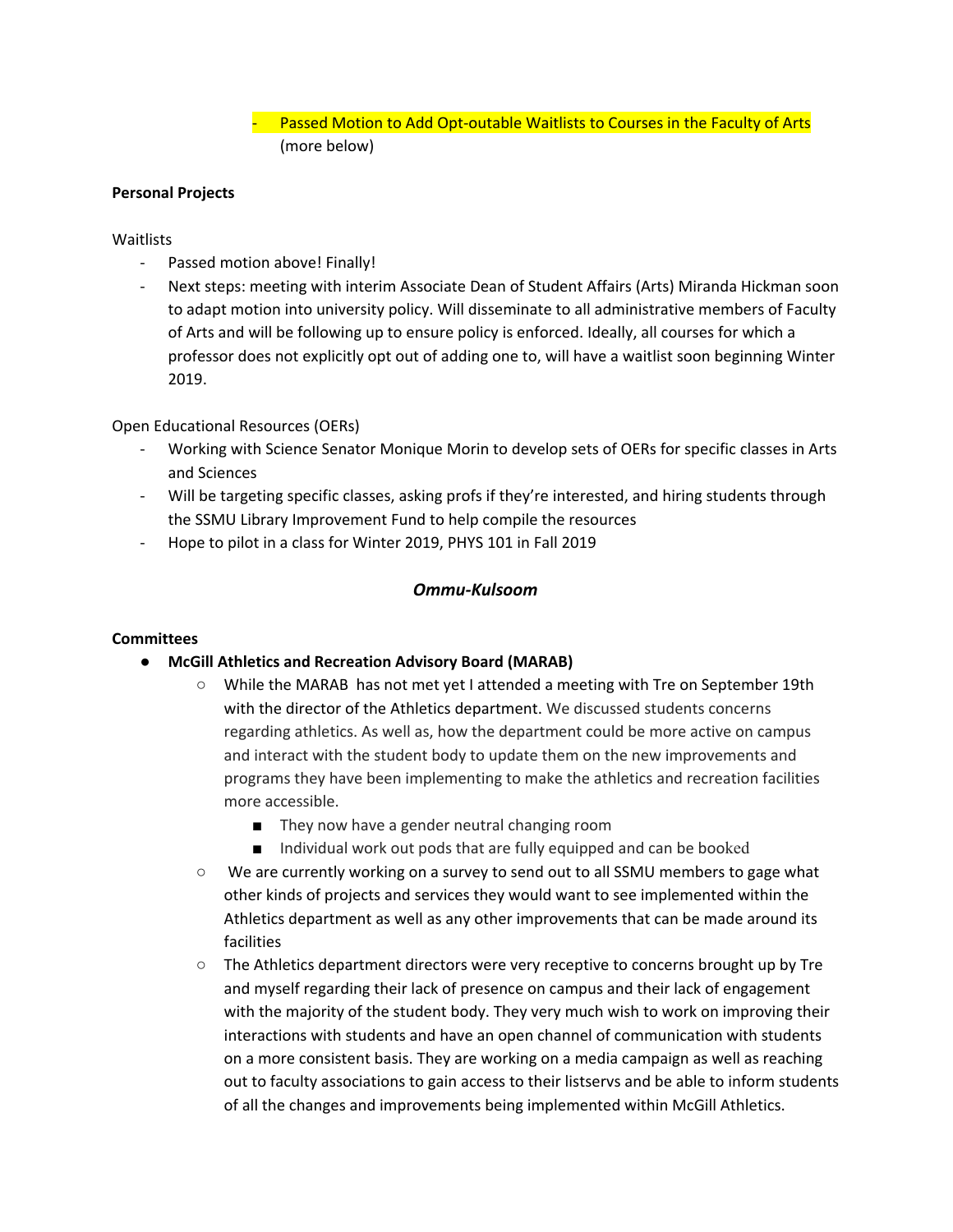- Passed Motion to Add Opt-outable Waitlists to Courses in the Faculty of Arts (more below)

**Personal Projects**

Waitlists

- Passed motion above! Finally!
- Next steps: meeting with interim Associate Dean of Student Affairs (Arts) Miranda Hickman soon to adapt motion into university policy. Will disseminate to all administrative members of Faculty of Arts and will be following up to ensure policy is enforced. Ideally, all courses for which a professor does not explicitly opt out of adding one to, will have a waitlist soon beginning Winter 2019.

Open Educational Resources (OERs)

- Working with Science Senator Monique Morin to develop sets of OERs for specific classes in Arts and Sciences
- Will be targeting specific classes, asking profs if they're interested, and hiring students through the SSMU Library Improvement Fund to help compile the resources
- Hope to pilot in a class for Winter 2019, PHYS 101 in Fall 2019

## *Ommu-Kulsoom*

**Committees**

- **McGill Athletics and Recreation Advisory Board (MARAB)**
  - While the MARAB has not met yet I attended a meeting with Tre on September 19th with the director of the Athletics department. We discussed students concerns regarding athletics. As well as, how the department could be more active on campus and interact with the student body to update them on the new improvements and programs they have been implementing to make the athletics and recreation facilities more accessible.
    - They now have a gender neutral changing room
    - Individual work out pods that are fully equipped and can be booked
  - We are currently working on a survey to send out to all SSMU members to gage what other kinds of projects and services they would want to see implemented within the Athletics department as well as any other improvements that can be made around its facilities
  - The Athletics department directors were very receptive to concerns brought up by Tre and myself regarding their lack of presence on campus and their lack of engagement with the majority of the student body. They very much wish to work on improving their interactions with students and have an open channel of communication with students on a more consistent basis. They are working on a media campaign as well as reaching out to faculty associations to gain access to their listservs and be able to inform students of all the changes and improvements being implemented within McGill Athletics.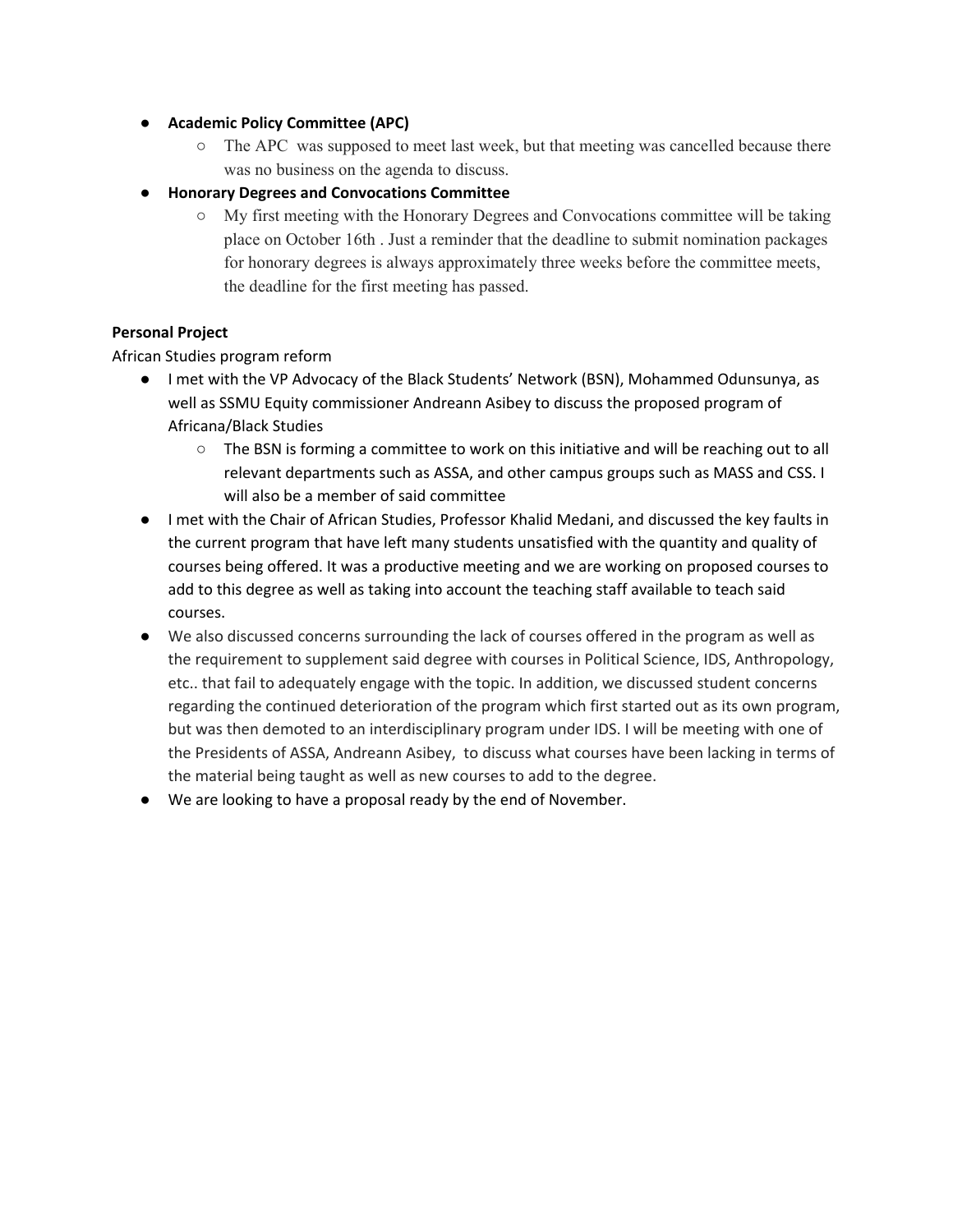- **Academic Policy Committee (APC)**
    - The APC was supposed to meet last week, but that meeting was cancelled because there was no business on the agenda to discuss.
- **Honorary Degrees and Convocations Committee**
    - My first meeting with the Honorary Degrees and Convocations committee will be taking place on October 16th . Just a reminder that the deadline to submit nomination packages for honorary degrees is always approximately three weeks before the committee meets, the deadline for the first meeting has passed.

**Personal Project**

African Studies program reform

- I met with the VP Advocacy of the Black Students' Network (BSN), Mohammed Odunsunya, as well as SSMU Equity commissioner Andreann Asibey to discuss the proposed program of Africana/Black Studies
    - The BSN is forming a committee to work on this initiative and will be reaching out to all relevant departments such as ASSA, and other campus groups such as MASS and CSS. I will also be a member of said committee
- I met with the Chair of African Studies, Professor Khalid Medani, and discussed the key faults in the current program that have left many students unsatisfied with the quantity and quality of courses being offered. It was a productive meeting and we are working on proposed courses to add to this degree as well as taking into account the teaching staff available to teach said courses.
- We also discussed concerns surrounding the lack of courses offered in the program as well as the requirement to supplement said degree with courses in Political Science, IDS, Anthropology, etc.. that fail to adequately engage with the topic. In addition, we discussed student concerns regarding the continued deterioration of the program which first started out as its own program, but was then demoted to an interdisciplinary program under IDS. I will be meeting with one of the Presidents of ASSA, Andreann Asibey, to discuss what courses have been lacking in terms of the material being taught as well as new courses to add to the degree.
- We are looking to have a proposal ready by the end of November.